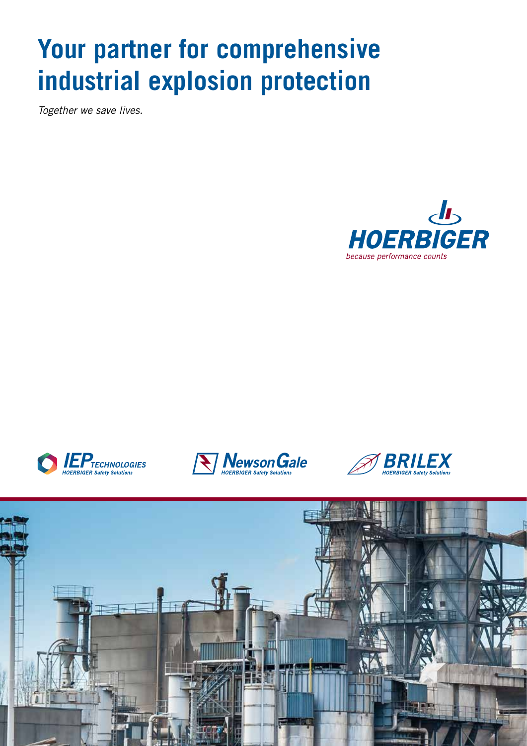# Your partner for comprehensive industrial explosion protection

*Together we save lives.*

HOERBIGER

*because performance counts*

IEP TECHNOLOGIES
HOERBIGER Safety Solutions

NewsonGale
HOERBIGER Safety Solutions

BRILEX
HOERBIGER Safety Solutions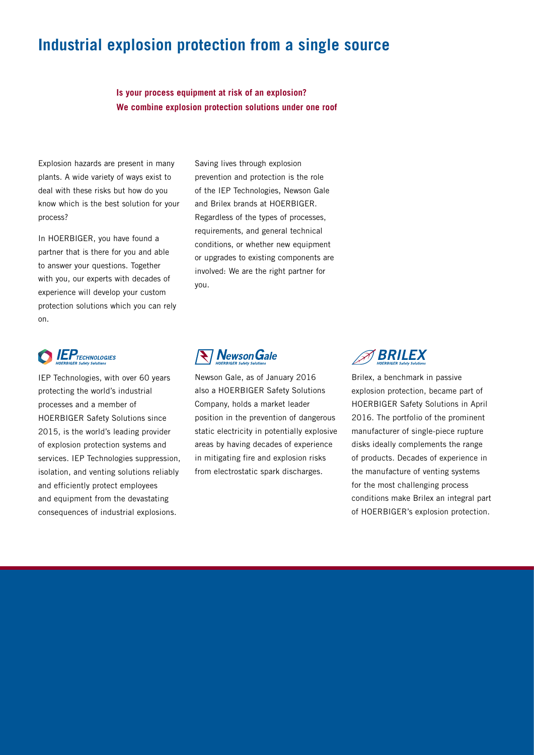# Industrial explosion protection from a single source

**Is your process equipment at risk of an explosion?**
**We combine explosion protection solutions under one roof**

Explosion hazards are present in many plants. A wide variety of ways exist to deal with these risks but how do you know which is the best solution for your process?

In HOERBIGER, you have found a partner that is there for you and able to answer your questions. Together with you, our experts with decades of experience will develop your custom protection solutions which you can rely on.

Saving lives through explosion prevention and protection is the role of the IEP Technologies, Newson Gale and Brilex brands at HOERBIGER. Regardless of the types of processes, requirements, and general technical conditions, or whether new equipment or upgrades to existing components are involved: We are the right partner for you.

IEP Technologies, with over 60 years protecting the world's industrial processes and a member of HOERBIGER Safety Solutions since 2015, is the world's leading provider of explosion protection systems and services. IEP Technologies suppression, isolation, and venting solutions reliably and efficiently protect employees and equipment from the devastating consequences of industrial explosions.

Newson Gale, as of January 2016 also a HOERBIGER Safety Solutions Company, holds a market leader position in the prevention of dangerous static electricity in potentially explosive areas by having decades of experience in mitigating fire and explosion risks from electrostatic spark discharges.

Brilex, a benchmark in passive explosion protection, became part of HOERBIGER Safety Solutions in April 2016. The portfolio of the prominent manufacturer of single-piece rupture disks ideally complements the range of products. Decades of experience in the manufacture of venting systems for the most challenging process conditions make Brilex an integral part of HOERBIGER's explosion protection.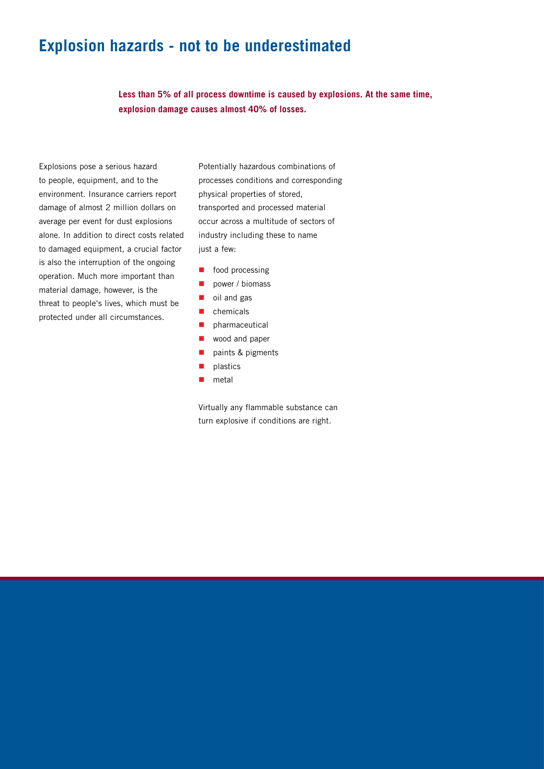# Explosion hazards - not to be underestimated

**Less than 5% of all process downtime is caused by explosions. At the same time, explosion damage causes almost 40% of losses.**

Explosions pose a serious hazard to people, equipment, and to the environment. Insurance carriers report damage of almost 2 million dollars on average per event for dust explosions alone. In addition to direct costs related to damaged equipment, a crucial factor is also the interruption of the ongoing operation. Much more important than material damage, however, is the threat to people's lives, which must be protected under all circumstances.

Potentially hazardous combinations of processes conditions and corresponding physical properties of stored, transported and processed material occur across a multitude of sectors of industry including these to name just a few:

- food processing
- power / biomass
- oil and gas
- chemicals
- pharmaceutical
- wood and paper
- paints & pigments
- plastics
- metal

Virtually any flammable substance can turn explosive if conditions are right.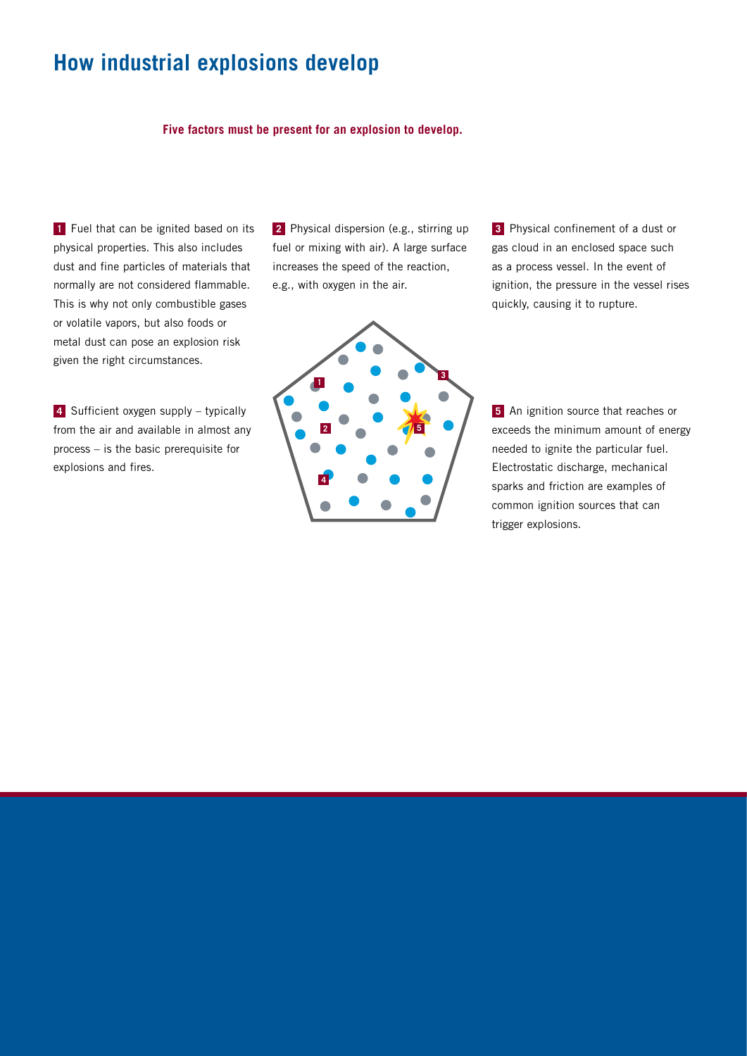# How industrial explosions develop

**Five factors must be present for an explosion to develop.**

**1** Fuel that can be ignited based on its physical properties. This also includes dust and fine particles of materials that normally are not considered flammable. This is why not only combustible gases or volatile vapors, but also foods or metal dust can pose an explosion risk given the right circumstances.

**2** Physical dispersion (e.g., stirring up fuel or mixing with air). A large surface increases the speed of the reaction, e.g., with oxygen in the air.

**3** Physical confinement of a dust or gas cloud in an enclosed space such as a process vessel. In the event of ignition, the pressure in the vessel rises quickly, causing it to rupture.

**4** Sufficient oxygen supply – typically from the air and available in almost any process – is the basic prerequisite for explosions and fires.

**5** An ignition source that reaches or exceeds the minimum amount of energy needed to ignite the particular fuel. Electrostatic discharge, mechanical sparks and friction are examples of common ignition sources that can trigger explosions.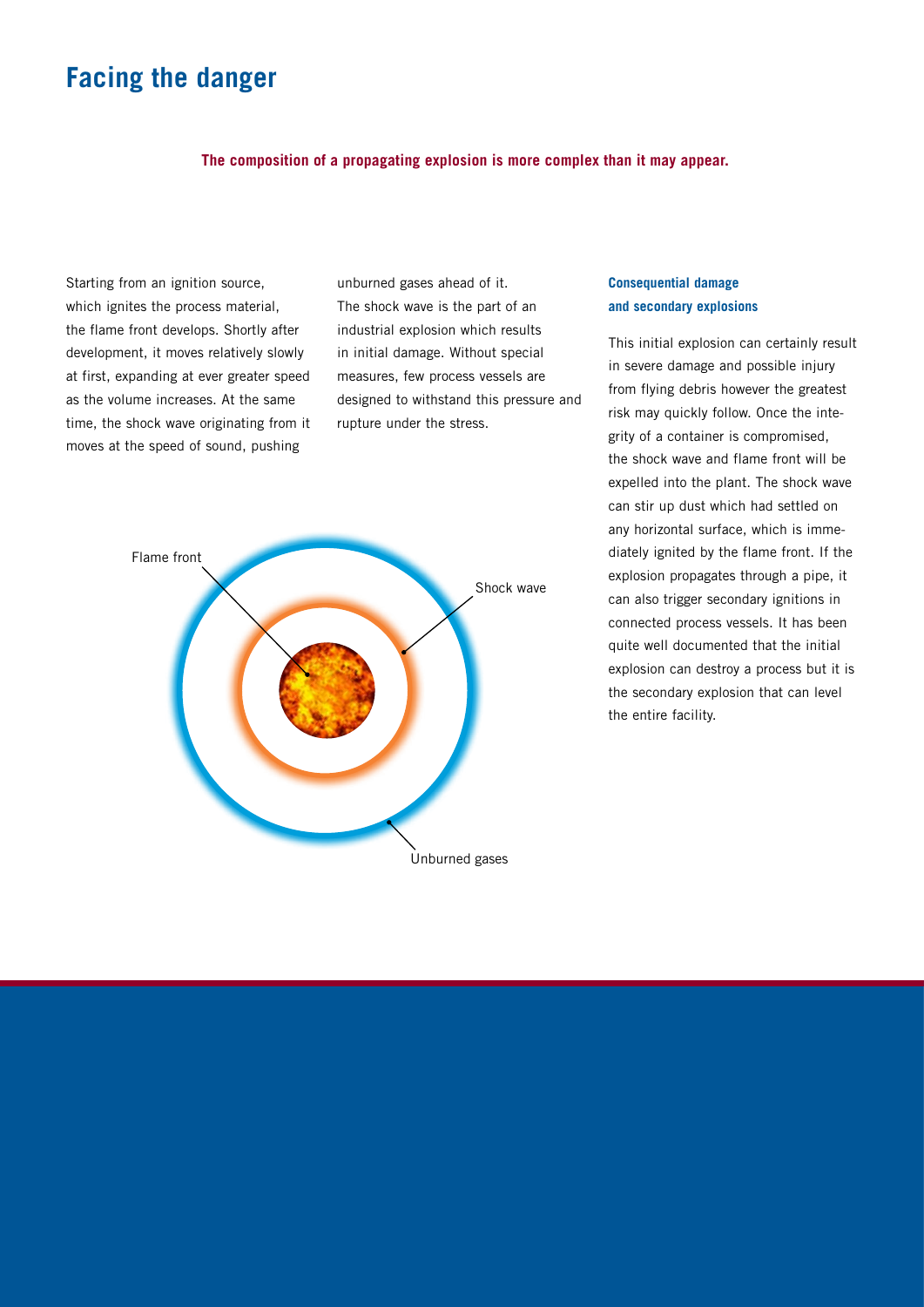# Facing the danger

**The composition of a propagating explosion is more complex than it may appear.**

Starting from an ignition source, which ignites the process material, the flame front develops. Shortly after development, it moves relatively slowly at first, expanding at ever greater speed as the volume increases. At the same time, the shock wave originating from it moves at the speed of sound, pushing unburned gases ahead of it. The shock wave is the part of an industrial explosion which results in initial damage. Without special measures, few process vessels are designed to withstand this pressure and rupture under the stress.

Flame front

Shock wave

Unburned gases

### Consequential damage and secondary explosions

This initial explosion can certainly result in severe damage and possible injury from flying debris however the greatest risk may quickly follow. Once the integrity of a container is compromised, the shock wave and flame front will be expelled into the plant. The shock wave can stir up dust which had settled on any horizontal surface, which is immediately ignited by the flame front. If the explosion propagates through a pipe, it can also trigger secondary ignitions in connected process vessels. It has been quite well documented that the initial explosion can destroy a process but it is the secondary explosion that can level the entire facility.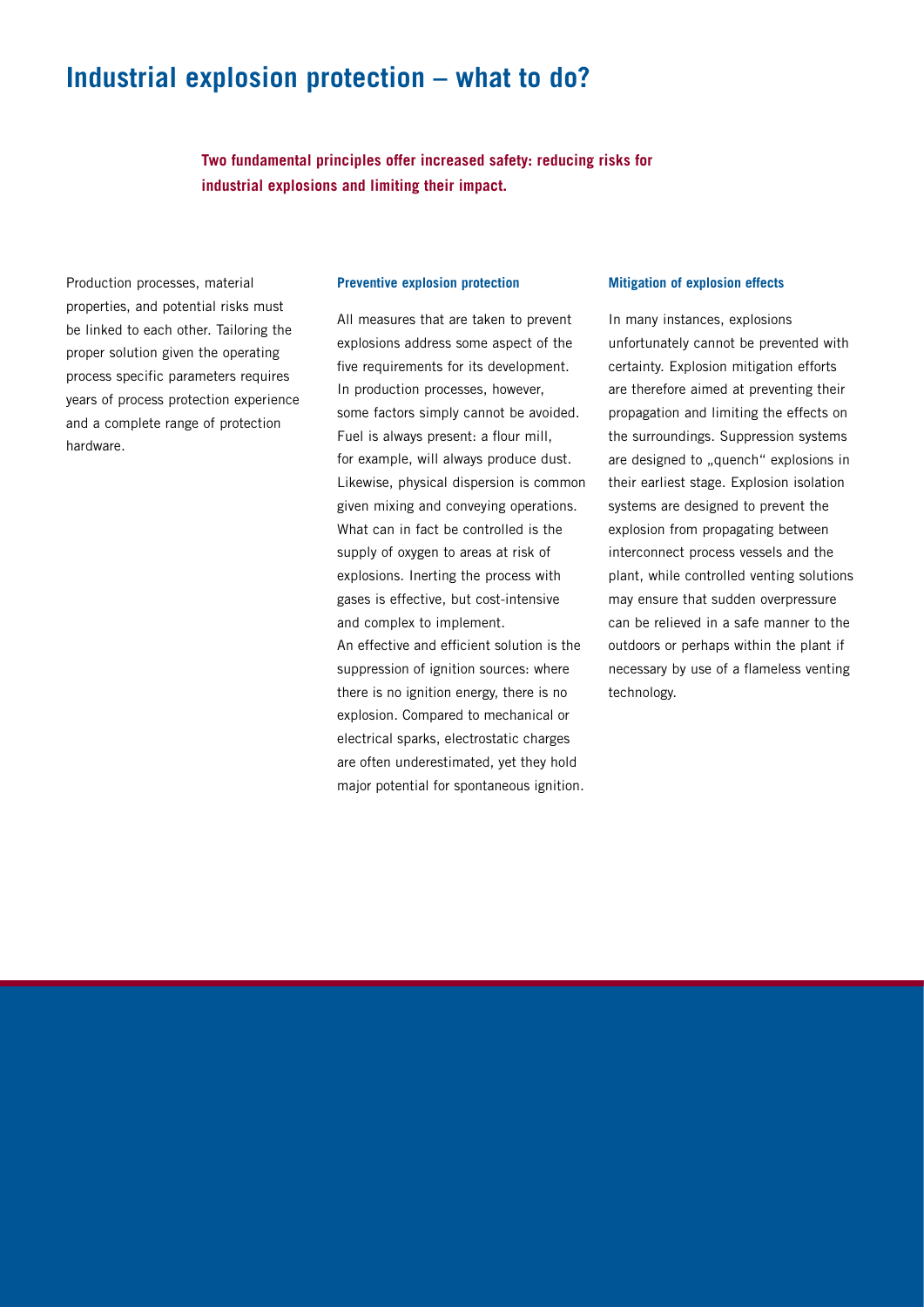# Industrial explosion protection – what to do?

**Two fundamental principles offer increased safety: reducing risks for industrial explosions and limiting their impact.**

Production processes, material properties, and potential risks must be linked to each other. Tailoring the proper solution given the operating process specific parameters requires years of process protection experience and a complete range of protection hardware.

### Preventive explosion protection

All measures that are taken to prevent explosions address some aspect of the five requirements for its development. In production processes, however, some factors simply cannot be avoided. Fuel is always present: a flour mill, for example, will always produce dust. Likewise, physical dispersion is common given mixing and conveying operations. What can in fact be controlled is the supply of oxygen to areas at risk of explosions. Inerting the process with gases is effective, but cost-intensive and complex to implement.
An effective and efficient solution is the suppression of ignition sources: where there is no ignition energy, there is no explosion. Compared to mechanical or electrical sparks, electrostatic charges are often underestimated, yet they hold major potential for spontaneous ignition.

### Mitigation of explosion effects

In many instances, explosions unfortunately cannot be prevented with certainty. Explosion mitigation efforts are therefore aimed at preventing their propagation and limiting the effects on the surroundings. Suppression systems are designed to „quench" explosions in their earliest stage. Explosion isolation systems are designed to prevent the explosion from propagating between interconnect process vessels and the plant, while controlled venting solutions may ensure that sudden overpressure can be relieved in a safe manner to the outdoors or perhaps within the plant if necessary by use of a flameless venting technology.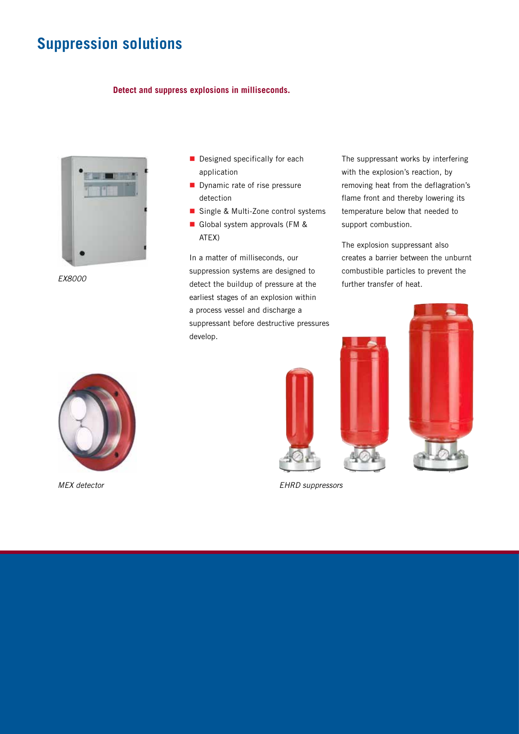# Suppression solutions

**Detect and suppress explosions in milliseconds.**

*EX8000*

- Designed specifically for each application
- Dynamic rate of rise pressure detection
- Single & Multi-Zone control systems
- Global system approvals (FM & ATEX)

In a matter of milliseconds, our suppression systems are designed to detect the buildup of pressure at the earliest stages of an explosion within a process vessel and discharge a suppressant before destructive pressures develop.

The suppressant works by interfering with the explosion's reaction, by removing heat from the deflagration's flame front and thereby lowering its temperature below that needed to support combustion.

The explosion suppressant also creates a barrier between the unburnt combustible particles to prevent the further transfer of heat.

*MEX detector*

*EHRD suppressors*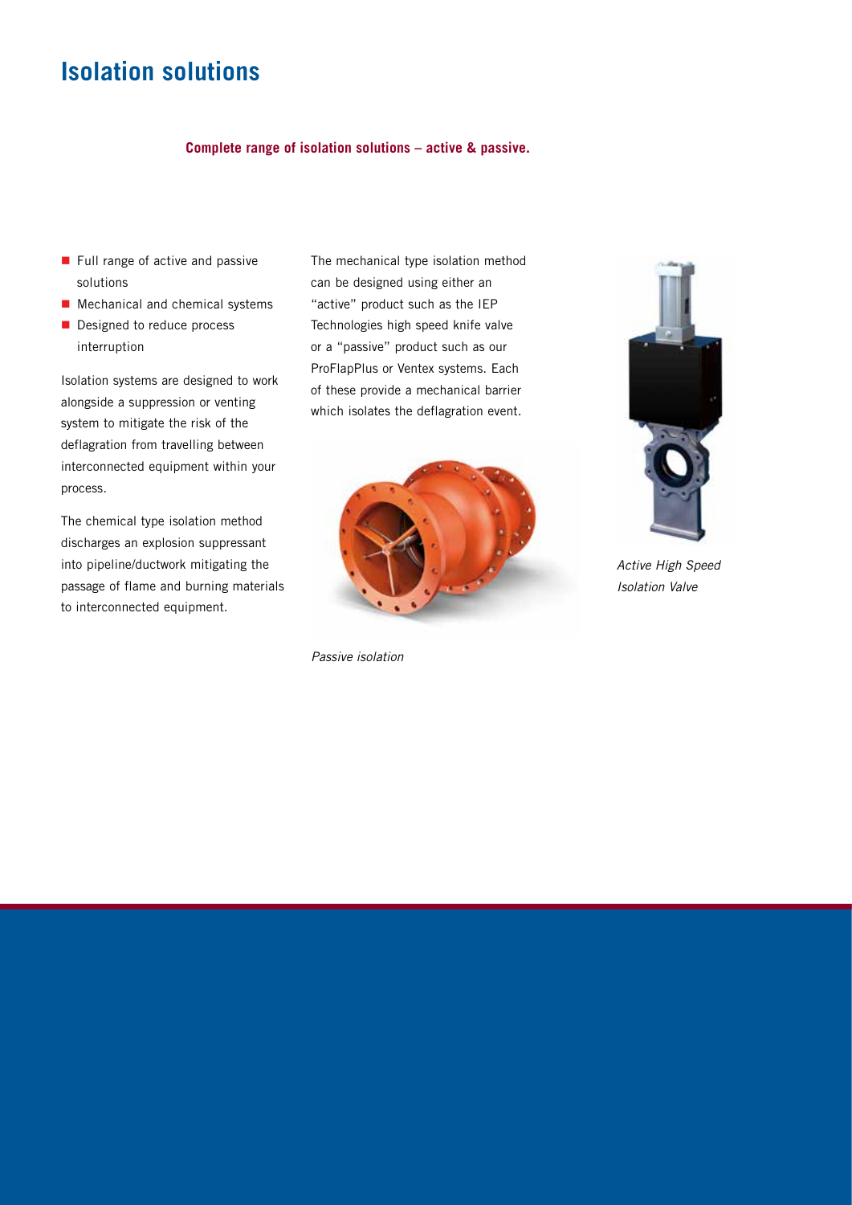# Isolation solutions

**Complete range of isolation solutions – active & passive.**

- Full range of active and passive solutions
- Mechanical and chemical systems
- Designed to reduce process interruption

Isolation systems are designed to work alongside a suppression or venting system to mitigate the risk of the deflagration from travelling between interconnected equipment within your process.

The chemical type isolation method discharges an explosion suppressant into pipeline/ductwork mitigating the passage of flame and burning materials to interconnected equipment.

The mechanical type isolation method can be designed using either an "active" product such as the IEP Technologies high speed knife valve or a "passive" product such as our ProFlapPlus or Ventex systems. Each of these provide a mechanical barrier which isolates the deflagration event.

*Passive isolation*

*Active High Speed Isolation Valve*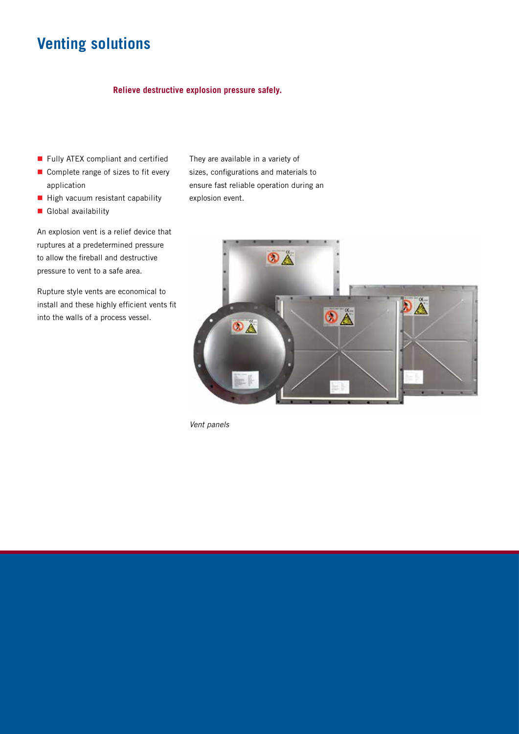# Venting solutions

**Relieve destructive explosion pressure safely.**

- Fully ATEX compliant and certified
- Complete range of sizes to fit every application
- High vacuum resistant capability
- Global availability

An explosion vent is a relief device that ruptures at a predetermined pressure to allow the fireball and destructive pressure to vent to a safe area.

Rupture style vents are economical to install and these highly efficient vents fit into the walls of a process vessel.

They are available in a variety of sizes, configurations and materials to ensure fast reliable operation during an explosion event.

*Vent panels*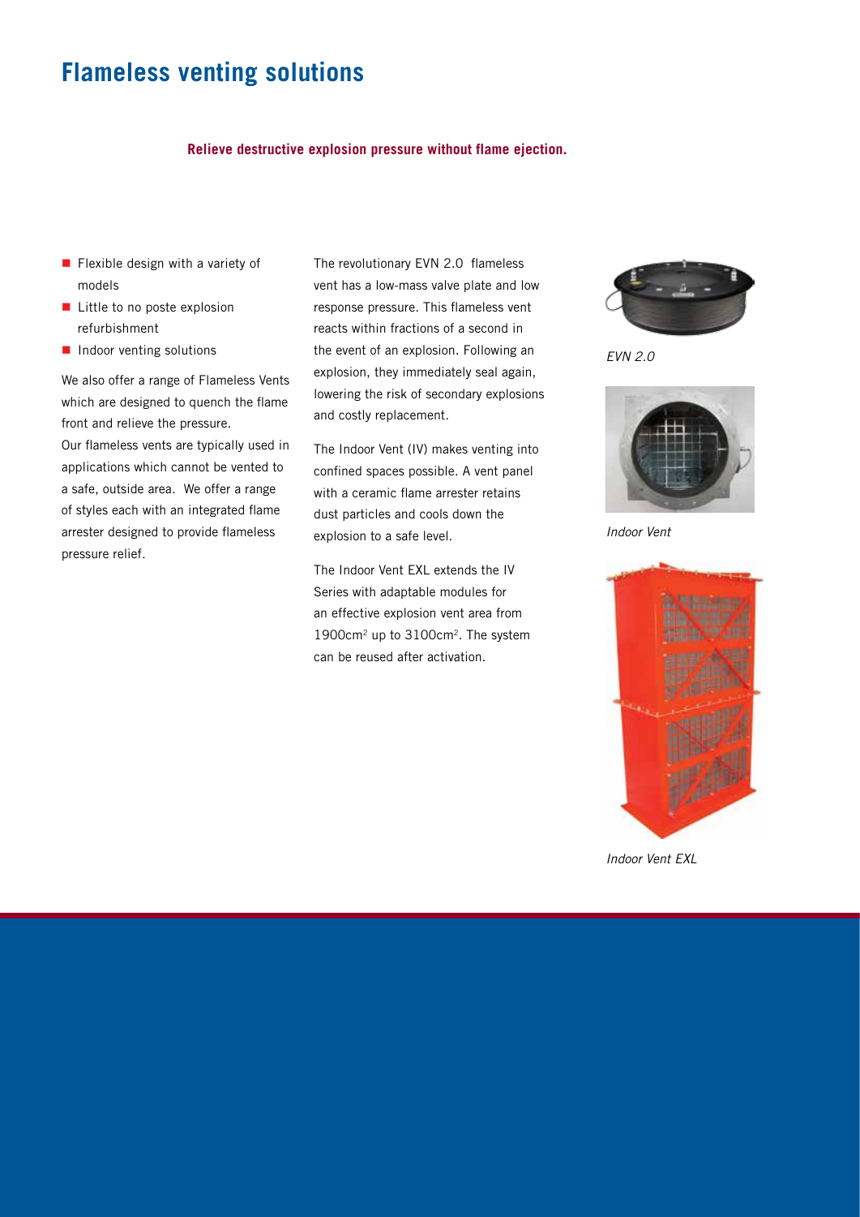# Flameless venting solutions

**Relieve destructive explosion pressure without flame ejection.**

- Flexible design with a variety of models
- Little to no poste explosion refurbishment
- Indoor venting solutions

We also offer a range of Flameless Vents which are designed to quench the flame front and relieve the pressure.
Our flameless vents are typically used in applications which cannot be vented to a safe, outside area. We offer a range of styles each with an integrated flame arrester designed to provide flameless pressure relief.

The revolutionary EVN 2.0 flameless vent has a low-mass valve plate and low response pressure. This flameless vent reacts within fractions of a second in the event of an explosion. Following an explosion, they immediately seal again, lowering the risk of secondary explosions and costly replacement.

The Indoor Vent (IV) makes venting into confined spaces possible. A vent panel with a ceramic flame arrester retains dust particles and cools down the explosion to a safe level.

The Indoor Vent EXL extends the IV Series with adaptable modules for an effective explosion vent area from 1900cm$^2$ up to 3100cm$^2$. The system can be reused after activation.

*EVN 2.0*

*Indoor Vent*

*Indoor Vent EXL*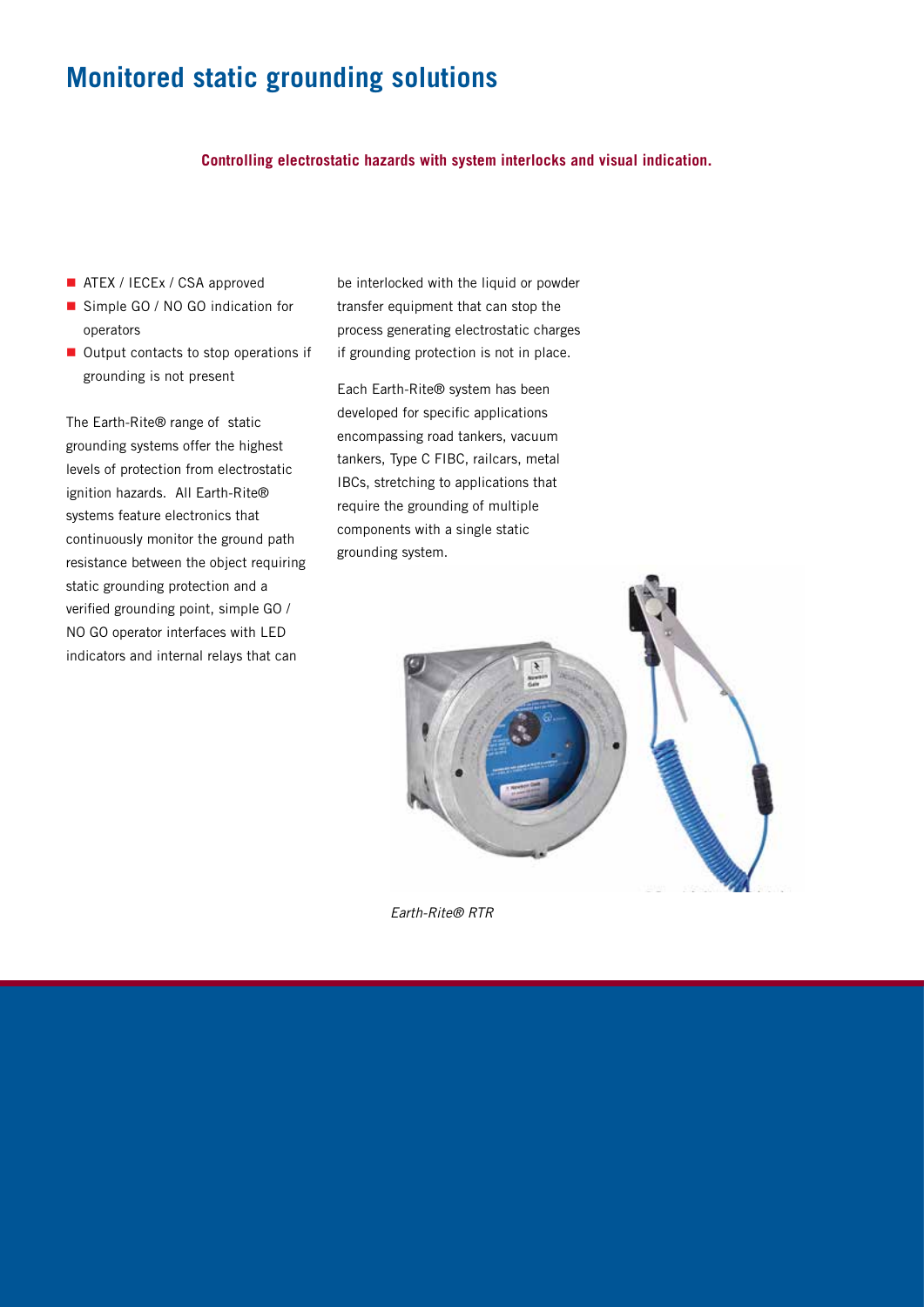# Monitored static grounding solutions

**Controlling electrostatic hazards with system interlocks and visual indication.**

- ATEX / IECEx / CSA approved
- Simple GO / NO GO indication for operators
- Output contacts to stop operations if grounding is not present

The Earth-Rite® range of static grounding systems offer the highest levels of protection from electrostatic ignition hazards. All Earth-Rite® systems feature electronics that continuously monitor the ground path resistance between the object requiring static grounding protection and a verified grounding point, simple GO / NO GO operator interfaces with LED indicators and internal relays that can be interlocked with the liquid or powder transfer equipment that can stop the process generating electrostatic charges if grounding protection is not in place.

Each Earth-Rite® system has been developed for specific applications encompassing road tankers, vacuum tankers, Type C FIBC, railcars, metal IBCs, stretching to applications that require the grounding of multiple components with a single static grounding system.

*Earth-Rite® RTR*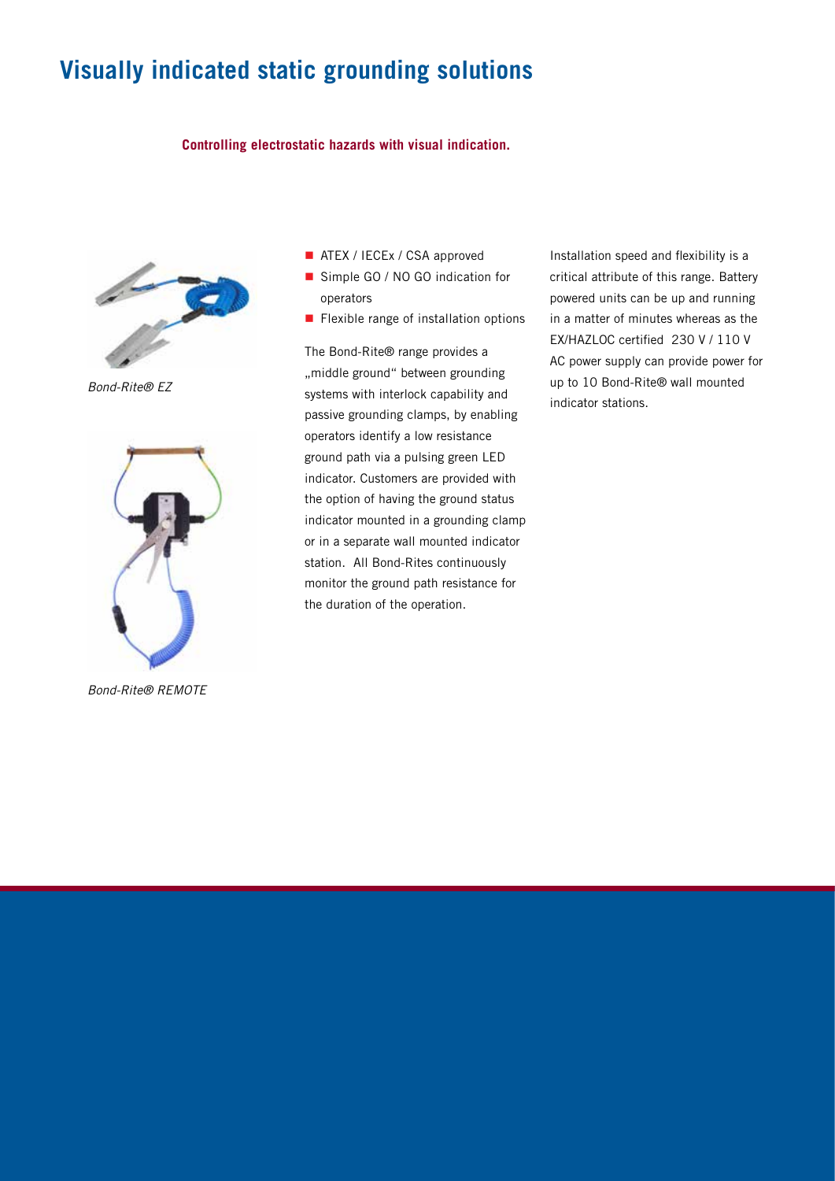# Visually indicated static grounding solutions

**Controlling electrostatic hazards with visual indication.**

*Bond-Rite® EZ*

*Bond-Rite® REMOTE*

- ATEX / IECEx / CSA approved
- Simple GO / NO GO indication for operators
- Flexible range of installation options

The Bond-Rite® range provides a „middle ground" between grounding systems with interlock capability and passive grounding clamps, by enabling operators identify a low resistance ground path via a pulsing green LED indicator. Customers are provided with the option of having the ground status indicator mounted in a grounding clamp or in a separate wall mounted indicator station. All Bond-Rites continuously monitor the ground path resistance for the duration of the operation.

Installation speed and flexibility is a critical attribute of this range. Battery powered units can be up and running in a matter of minutes whereas as the EX/HAZLOC certified 230 V / 110 V AC power supply can provide power for up to 10 Bond-Rite® wall mounted indicator stations.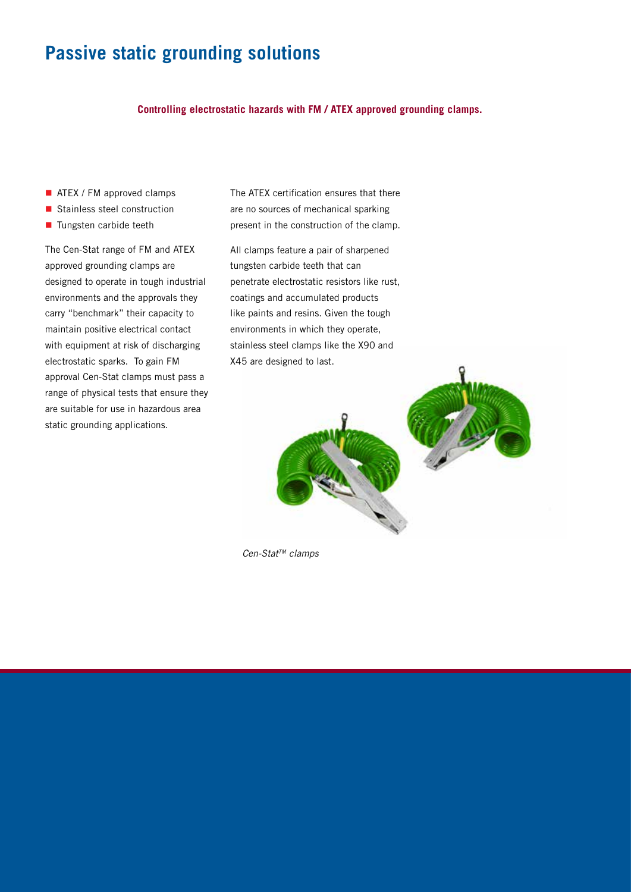# Passive static grounding solutions

**Controlling electrostatic hazards with FM / ATEX approved grounding clamps.**

- ATEX / FM approved clamps
- Stainless steel construction
- Tungsten carbide teeth

The Cen-Stat range of FM and ATEX approved grounding clamps are designed to operate in tough industrial environments and the approvals they carry "benchmark" their capacity to maintain positive electrical contact with equipment at risk of discharging electrostatic sparks. To gain FM approval Cen-Stat clamps must pass a range of physical tests that ensure they are suitable for use in hazardous area static grounding applications.

The ATEX certification ensures that there are no sources of mechanical sparking present in the construction of the clamp.

All clamps feature a pair of sharpened tungsten carbide teeth that can penetrate electrostatic resistors like rust, coatings and accumulated products like paints and resins. Given the tough environments in which they operate, stainless steel clamps like the X90 and X45 are designed to last.

*Cen-Stat™ clamps*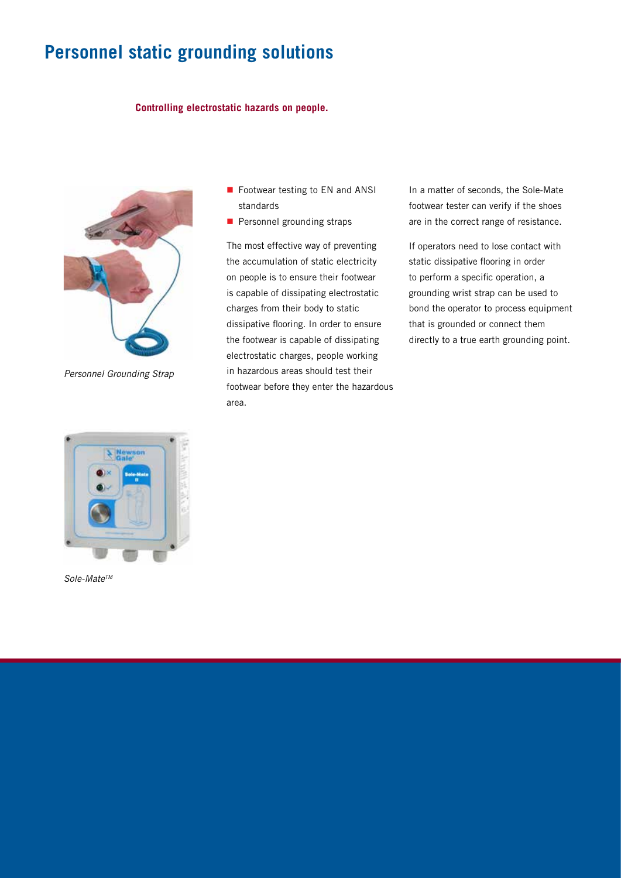# Personnel static grounding solutions

**Controlling electrostatic hazards on people.**

*Personnel Grounding Strap*

- Footwear testing to EN and ANSI standards
- Personnel grounding straps

The most effective way of preventing the accumulation of static electricity on people is to ensure their footwear is capable of dissipating electrostatic charges from their body to static dissipative flooring. In order to ensure the footwear is capable of dissipating electrostatic charges, people working in hazardous areas should test their footwear before they enter the hazardous area.

In a matter of seconds, the Sole-Mate footwear tester can verify if the shoes are in the correct range of resistance.

If operators need to lose contact with static dissipative flooring in order to perform a specific operation, a grounding wrist strap can be used to bond the operator to process equipment that is grounded or connect them directly to a true earth grounding point.

*Sole-Mate™*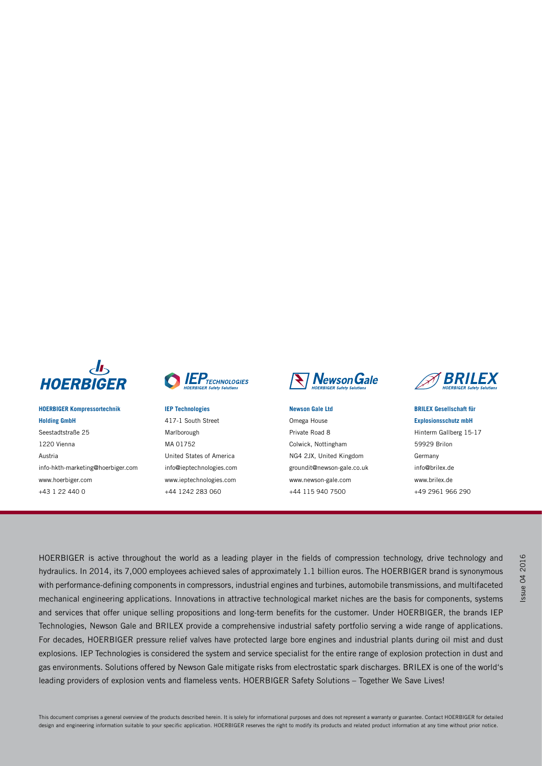**HOERBIGER Kompressortechnik Holding GmbH**
Seestadtstraße 25
1220 Vienna
Austria
info-hkth-marketing@hoerbiger.com
www.hoerbiger.com
+43 1 22 440 0

**IEP Technologies**
417-1 South Street
Marlborough
MA 01752
United States of America
info@ieptechnologies.com
www.ieptechnologies.com
+44 1242 283 060

**Newson Gale Ltd**
Omega House
Private Road 8
Colwick, Nottingham
NG4 2JX, United Kingdom
groundit@newson-gale.co.uk
www.newson-gale.com
+44 115 940 7500

**BRILEX Gesellschaft für Explosionsschutz mbH**
Hinterm Gallberg 15-17
59929 Brilon
Germany
info@brilex.de
www.brilex.de
+49 2961 966 290

HOERBIGER is active throughout the world as a leading player in the fields of compression technology, drive technology and hydraulics. In 2014, its 7,000 employees achieved sales of approximately 1.1 billion euros. The HOERBIGER brand is synonymous with performance-defining components in compressors, industrial engines and turbines, automobile transmissions, and multifaceted mechanical engineering applications. Innovations in attractive technological market niches are the basis for components, systems and services that offer unique selling propositions and long-term benefits for the customer. Under HOERBIGER, the brands IEP Technologies, Newson Gale and BRILEX provide a comprehensive industrial safety portfolio serving a wide range of applications. For decades, HOERBIGER pressure relief valves have protected large bore engines and industrial plants during oil mist and dust explosions. IEP Technologies is considered the system and service specialist for the entire range of explosion protection in dust and gas environments. Solutions offered by Newson Gale mitigate risks from electrostatic spark discharges. BRILEX is one of the world's leading providers of explosion vents and flameless vents. HOERBIGER Safety Solutions – Together We Save Lives!

Issue 04 2016

This document comprises a general overview of the products described herein. It is solely for informational purposes and does not represent a warranty or guarantee. Contact HOERBIGER for detailed design and engineering information suitable to your specific application. HOERBIGER reserves the right to modify its products and related product information at any time without prior notice.